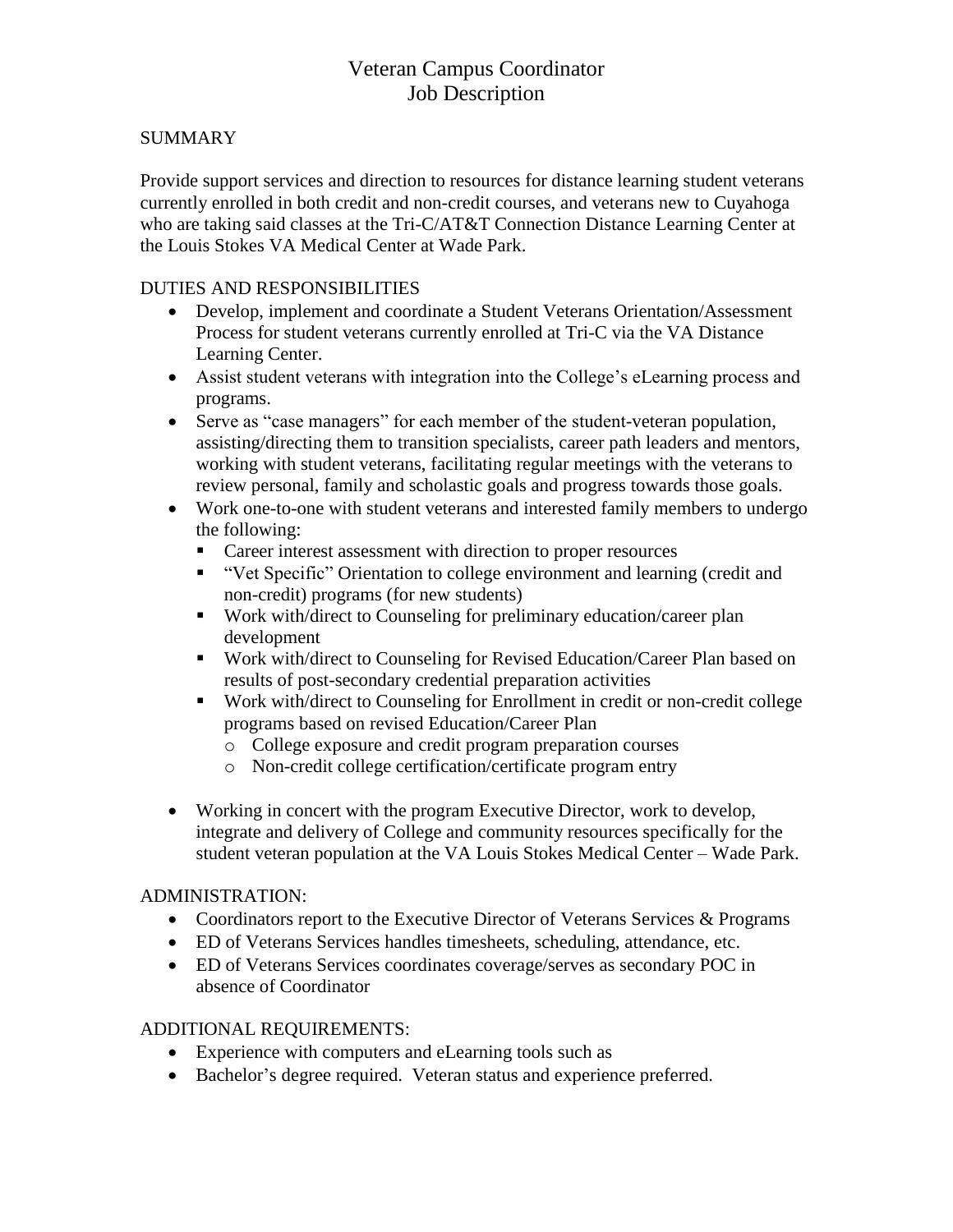# Veteran Campus Coordinator
# Job Description

## SUMMARY

Provide support services and direction to resources for distance learning student veterans currently enrolled in both credit and non-credit courses, and veterans new to Cuyahoga who are taking said classes at the Tri-C/AT&T Connection Distance Learning Center at the Louis Stokes VA Medical Center at Wade Park.

## DUTIES AND RESPONSIBILITIES

- Develop, implement and coordinate a Student Veterans Orientation/Assessment Process for student veterans currently enrolled at Tri-C via the VA Distance Learning Center.
- Assist student veterans with integration into the College's eLearning process and programs.
- Serve as "case managers" for each member of the student-veteran population, assisting/directing them to transition specialists, career path leaders and mentors, working with student veterans, facilitating regular meetings with the veterans to review personal, family and scholastic goals and progress towards those goals.
- Work one-to-one with student veterans and interested family members to undergo the following:
  - Career interest assessment with direction to proper resources
  - "Vet Specific" Orientation to college environment and learning (credit and non-credit) programs (for new students)
  - Work with/direct to Counseling for preliminary education/career plan development
  - Work with/direct to Counseling for Revised Education/Career Plan based on results of post-secondary credential preparation activities
  - Work with/direct to Counseling for Enrollment in credit or non-credit college programs based on revised Education/Career Plan
    - College exposure and credit program preparation courses
    - Non-credit college certification/certificate program entry

- Working in concert with the program Executive Director, work to develop, integrate and delivery of College and community resources specifically for the student veteran population at the VA Louis Stokes Medical Center – Wade Park.

## ADMINISTRATION:

- Coordinators report to the Executive Director of Veterans Services & Programs
- ED of Veterans Services handles timesheets, scheduling, attendance, etc.
- ED of Veterans Services coordinates coverage/serves as secondary POC in absence of Coordinator

## ADDITIONAL REQUIREMENTS:

- Experience with computers and eLearning tools such as
- Bachelor's degree required. Veteran status and experience preferred.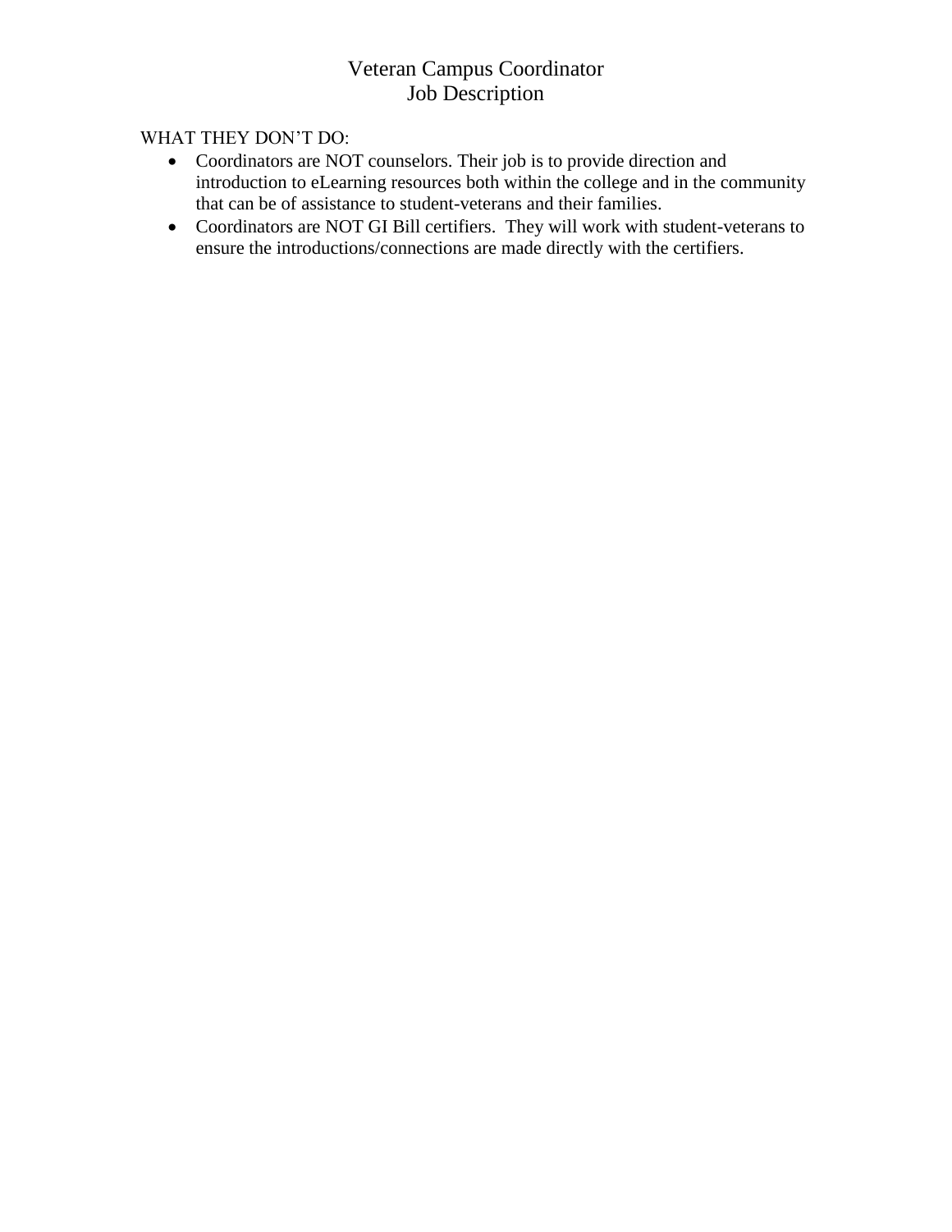# Veteran Campus Coordinator
# Job Description

WHAT THEY DON'T DO:

- Coordinators are NOT counselors. Their job is to provide direction and introduction to eLearning resources both within the college and in the community that can be of assistance to student-veterans and their families.
- Coordinators are NOT GI Bill certifiers. They will work with student-veterans to ensure the introductions/connections are made directly with the certifiers.